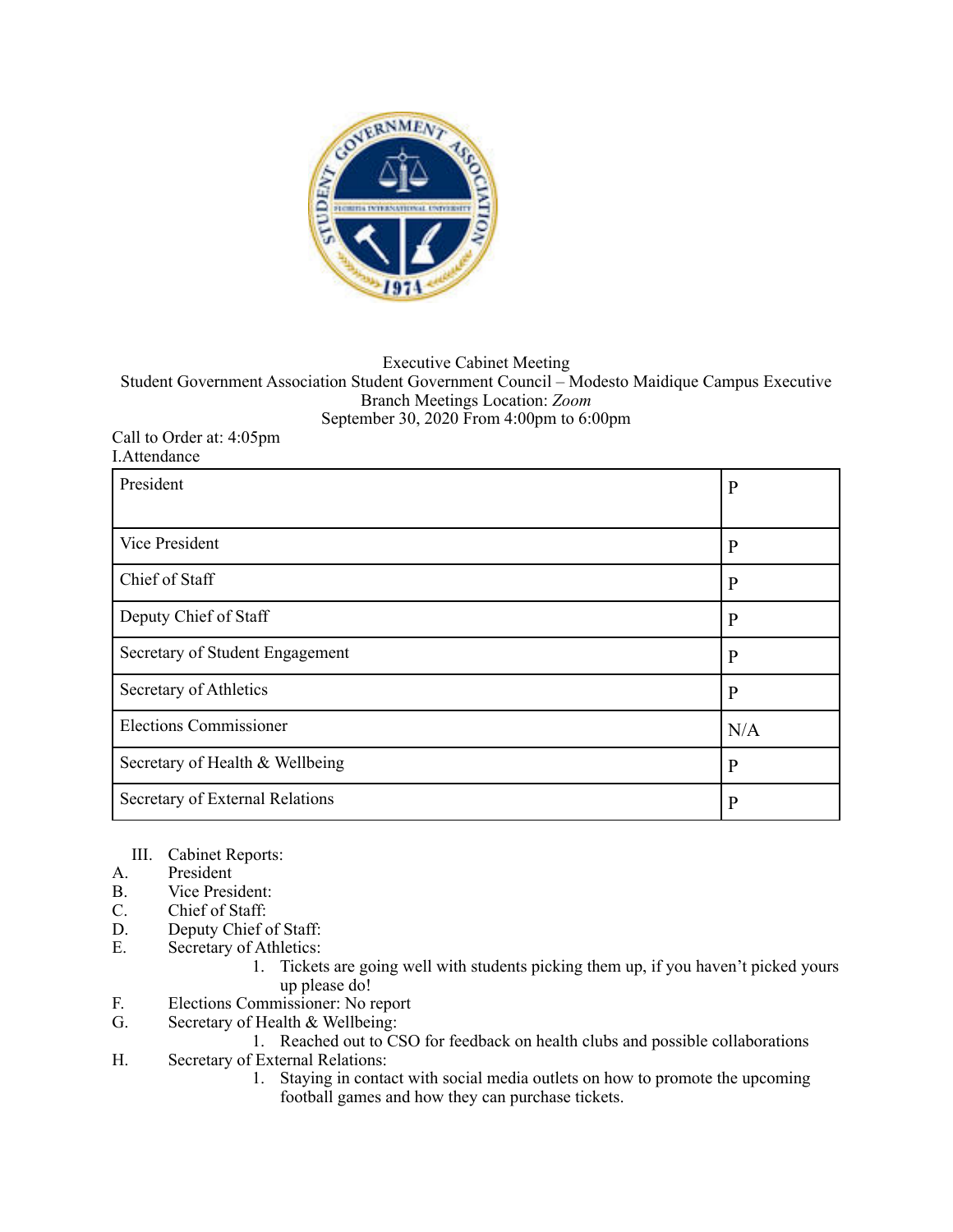Executive Cabinet Meeting
Student Government Association Student Government Council – Modesto Maidique Campus Executive Branch Meetings Location: *Zoom*
September 30, 2020 From 4:00pm to 6:00pm

Call to Order at: 4:05pm

I. Attendance

| | |
|---|---|
| President | P |
| Vice President | P |
| Chief of Staff | P |
| Deputy Chief of Staff | P |
| Secretary of Student Engagement | P |
| Secretary of Athletics | P |
| Elections Commissioner | N/A |
| Secretary of Health & Wellbeing | P |
| Secretary of External Relations | P |

III. Cabinet Reports:

A. President
B. Vice President:
C. Chief of Staff:
D. Deputy Chief of Staff:
E. Secretary of Athletics:
   1. Tickets are going well with students picking them up, if you haven't picked yours up please do!
F. Elections Commissioner: No report
G. Secretary of Health & Wellbeing:
   1. Reached out to CSO for feedback on health clubs and possible collaborations
H. Secretary of External Relations:
   1. Staying in contact with social media outlets on how to promote the upcoming football games and how they can purchase tickets.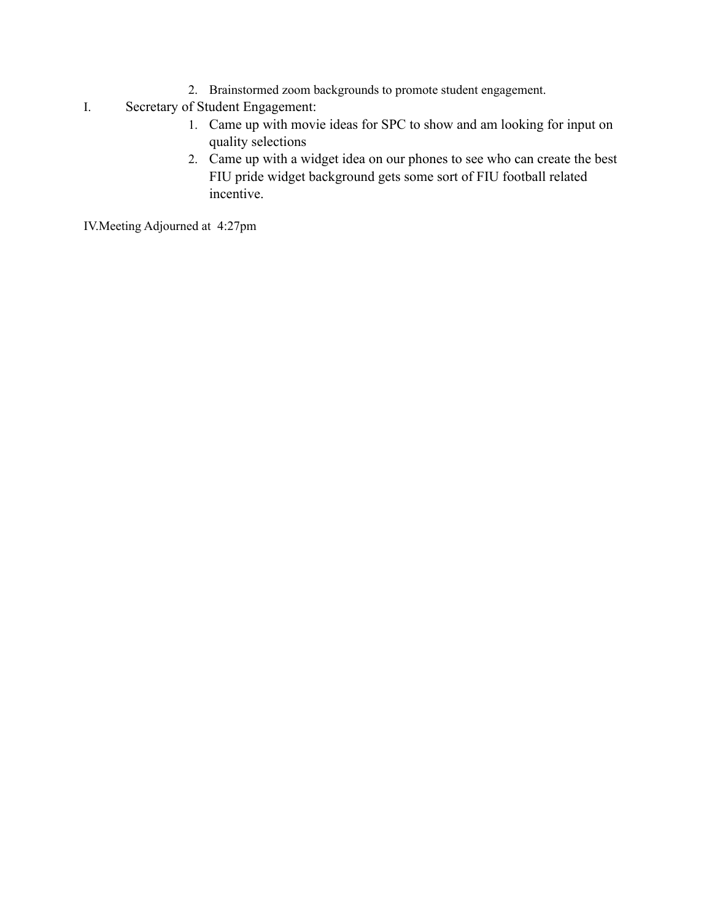2. Brainstormed zoom backgrounds to promote student engagement.

I. Secretary of Student Engagement:

1. Came up with movie ideas for SPC to show and am looking for input on quality selections
2. Came up with a widget idea on our phones to see who can create the best FIU pride widget background gets some sort of FIU football related incentive.

IV.Meeting Adjourned at 4:27pm